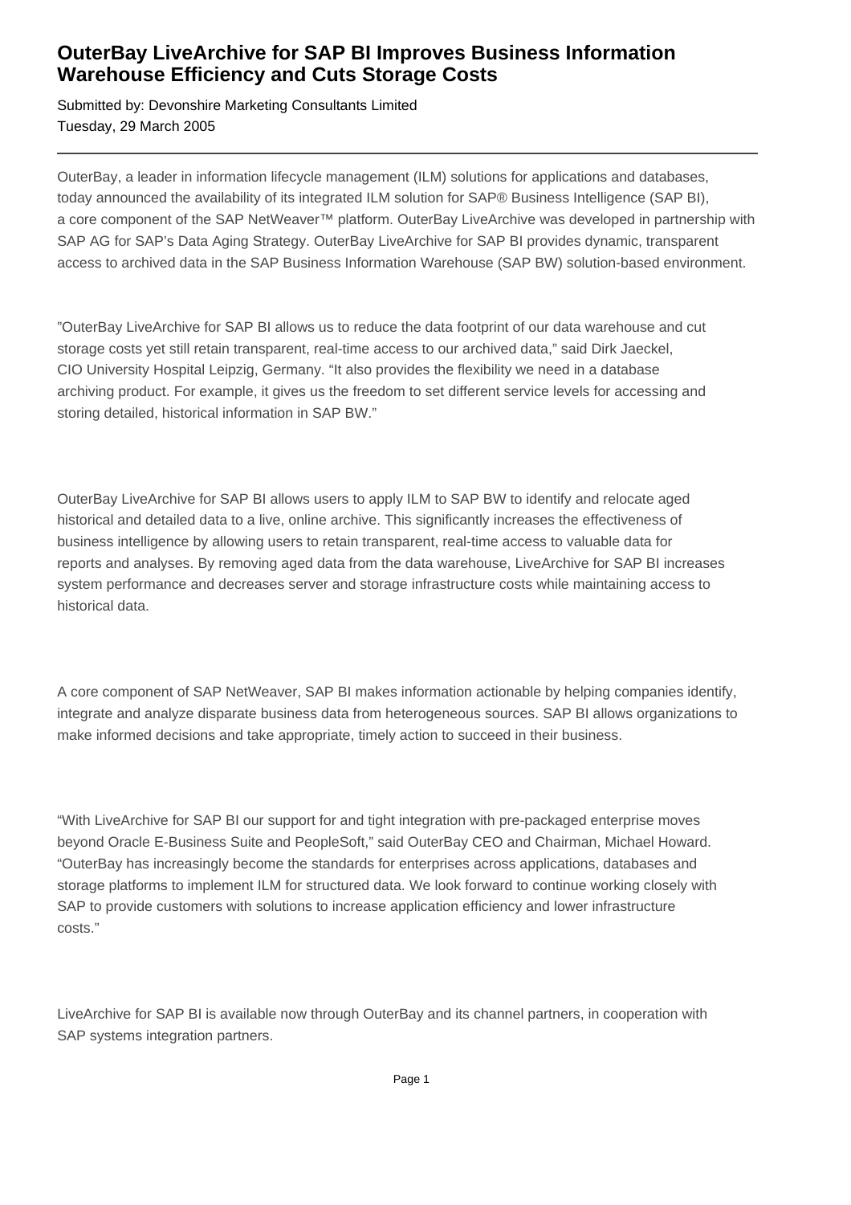# OuterBay LiveArchive for SAP BI Improves Business Information Warehouse Efficiency and Cuts Storage Costs

Submitted by: Devonshire Marketing Consultants Limited
Tuesday, 29 March 2005

---

OuterBay, a leader in information lifecycle management (ILM) solutions for applications and databases, today announced the availability of its integrated ILM solution for SAP® Business Intelligence (SAP BI), a core component of the SAP NetWeaver™ platform. OuterBay LiveArchive was developed in partnership with SAP AG for SAP's Data Aging Strategy. OuterBay LiveArchive for SAP BI provides dynamic, transparent access to archived data in the SAP Business Information Warehouse (SAP BW) solution-based environment.

"OuterBay LiveArchive for SAP BI allows us to reduce the data footprint of our data warehouse and cut storage costs yet still retain transparent, real-time access to our archived data," said Dirk Jaeckel, CIO University Hospital Leipzig, Germany. "It also provides the flexibility we need in a database archiving product. For example, it gives us the freedom to set different service levels for accessing and storing detailed, historical information in SAP BW."

OuterBay LiveArchive for SAP BI allows users to apply ILM to SAP BW to identify and relocate aged historical and detailed data to a live, online archive. This significantly increases the effectiveness of business intelligence by allowing users to retain transparent, real-time access to valuable data for reports and analyses. By removing aged data from the data warehouse, LiveArchive for SAP BI increases system performance and decreases server and storage infrastructure costs while maintaining access to historical data.

A core component of SAP NetWeaver, SAP BI makes information actionable by helping companies identify, integrate and analyze disparate business data from heterogeneous sources. SAP BI allows organizations to make informed decisions and take appropriate, timely action to succeed in their business.

"With LiveArchive for SAP BI our support for and tight integration with pre-packaged enterprise moves beyond Oracle E-Business Suite and PeopleSoft," said OuterBay CEO and Chairman, Michael Howard. "OuterBay has increasingly become the standards for enterprises across applications, databases and storage platforms to implement ILM for structured data. We look forward to continue working closely with SAP to provide customers with solutions to increase application efficiency and lower infrastructure costs."

LiveArchive for SAP BI is available now through OuterBay and its channel partners, in cooperation with SAP systems integration partners.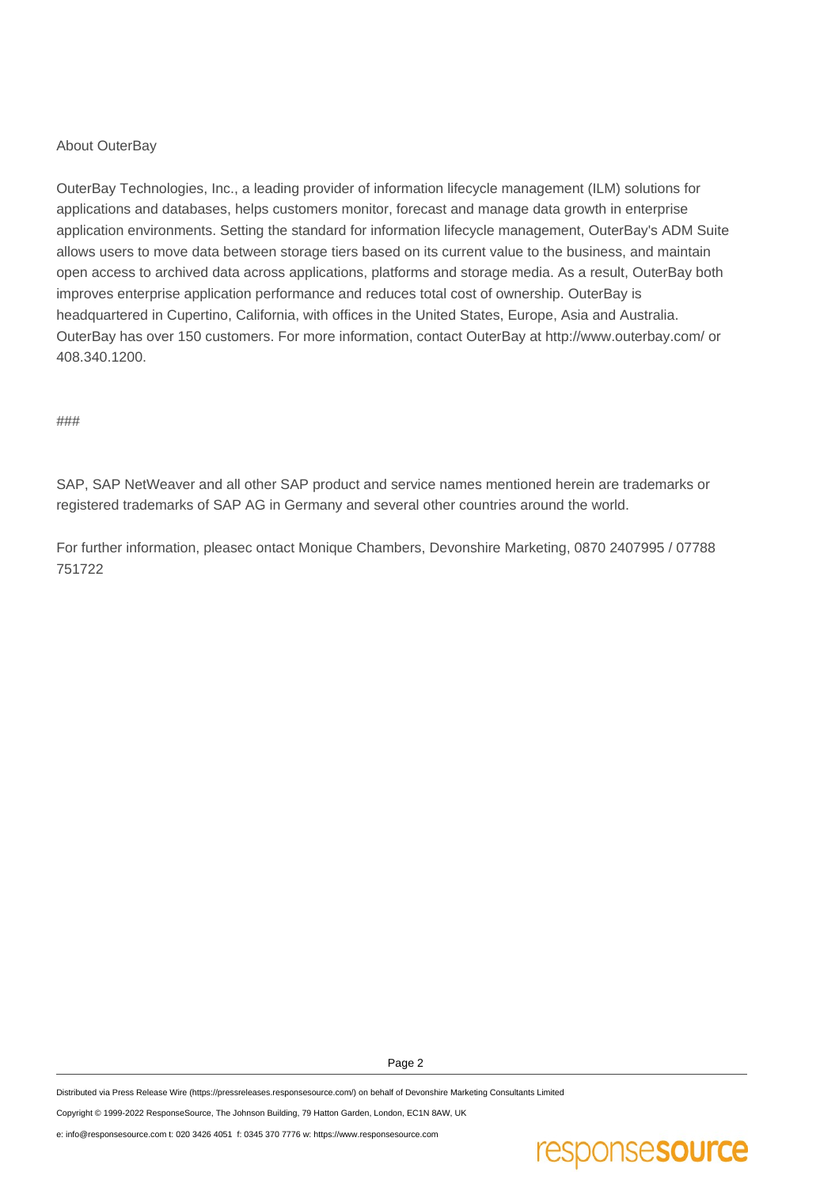About OuterBay

OuterBay Technologies, Inc., a leading provider of information lifecycle management (ILM) solutions for applications and databases, helps customers monitor, forecast and manage data growth in enterprise application environments. Setting the standard for information lifecycle management, OuterBay's ADM Suite allows users to move data between storage tiers based on its current value to the business, and maintain open access to archived data across applications, platforms and storage media. As a result, OuterBay both improves enterprise application performance and reduces total cost of ownership. OuterBay is headquartered in Cupertino, California, with offices in the United States, Europe, Asia and Australia. OuterBay has over 150 customers. For more information, contact OuterBay at http://www.outerbay.com/ or 408.340.1200.

###

SAP, SAP NetWeaver and all other SAP product and service names mentioned herein are trademarks or registered trademarks of SAP AG in Germany and several other countries around the world.

For further information, pleasec ontact Monique Chambers, Devonshire Marketing, 0870 2407995 / 07788 751722

Distributed via Press Release Wire (https://pressreleases.responsesource.com/) on behalf of Devonshire Marketing Consultants Limited

Copyright © 1999-2022 ResponseSource, The Johnson Building, 79 Hatton Garden, London, EC1N 8AW, UK

e: info@responsesource.com t: 020 3426 4051 f: 0345 370 7776 w: https://www.responsesource.com